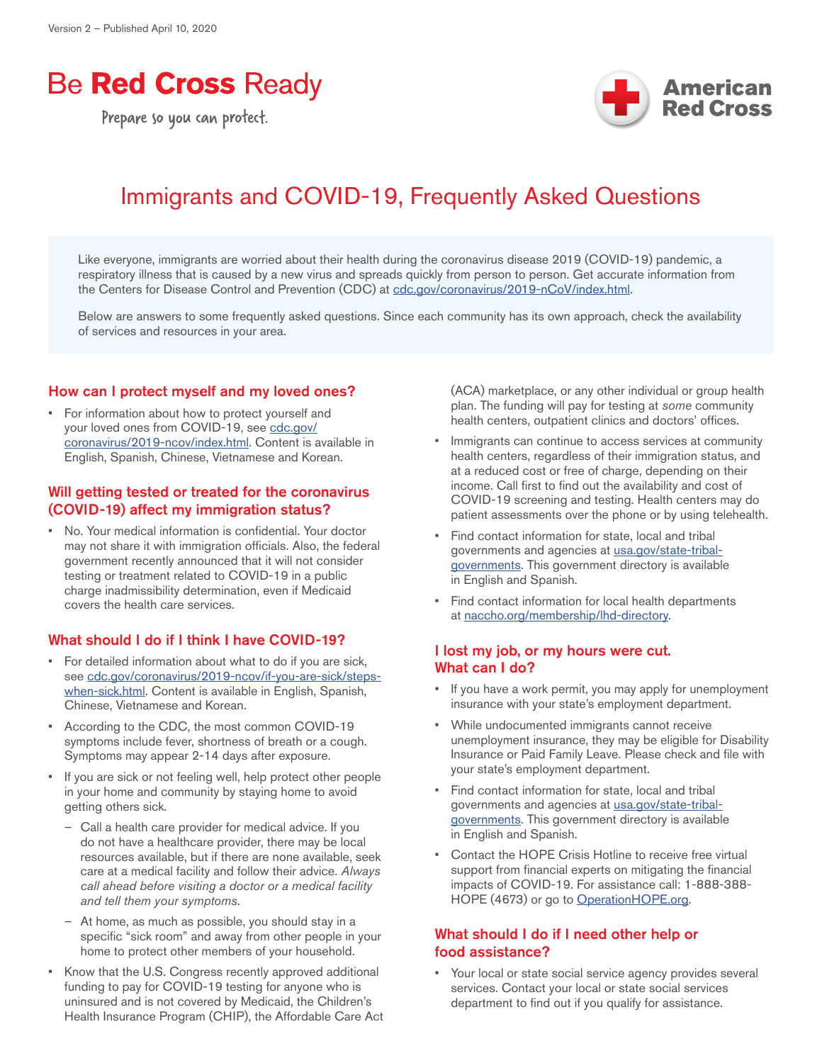Version 2 – Published April 10, 2020

Be **Red Cross** Ready

Prepare so you can protect.

American Red Cross

# Immigrants and COVID-19, Frequently Asked Questions

Like everyone, immigrants are worried about their health during the coronavirus disease 2019 (COVID-19) pandemic, a respiratory illness that is caused by a new virus and spreads quickly from person to person. Get accurate information from the Centers for Disease Control and Prevention (CDC) at cdc.gov/coronavirus/2019-nCoV/index.html.

Below are answers to some frequently asked questions. Since each community has its own approach, check the availability of services and resources in your area.

## How can I protect myself and my loved ones?

- For information about how to protect yourself and your loved ones from COVID-19, see cdc.gov/coronavirus/2019-ncov/index.html. Content is available in English, Spanish, Chinese, Vietnamese and Korean.

## Will getting tested or treated for the coronavirus (COVID-19) affect my immigration status?

- No. Your medical information is confidential. Your doctor may not share it with immigration officials. Also, the federal government recently announced that it will not consider testing or treatment related to COVID-19 in a public charge inadmissibility determination, even if Medicaid covers the health care services.

## What should I do if I think I have COVID-19?

- For detailed information about what to do if you are sick, see cdc.gov/coronavirus/2019-ncov/if-you-are-sick/steps-when-sick.html. Content is available in English, Spanish, Chinese, Vietnamese and Korean.
- According to the CDC, the most common COVID-19 symptoms include fever, shortness of breath or a cough. Symptoms may appear 2-14 days after exposure.
- If you are sick or not feeling well, help protect other people in your home and community by staying home to avoid getting others sick.
  - Call a health care provider for medical advice. If you do not have a healthcare provider, there may be local resources available, but if there are none available, seek care at a medical facility and follow their advice. *Always call ahead before visiting a doctor or a medical facility and tell them your symptoms.*
  - At home, as much as possible, you should stay in a specific "sick room" and away from other people in your home to protect other members of your household.
- Know that the U.S. Congress recently approved additional funding to pay for COVID-19 testing for anyone who is uninsured and is not covered by Medicaid, the Children's Health Insurance Program (CHIP), the Affordable Care Act (ACA) marketplace, or any other individual or group health plan. The funding will pay for testing at *some* community health centers, outpatient clinics and doctors' offices.
- Immigrants can continue to access services at community health centers, regardless of their immigration status, and at a reduced cost or free of charge, depending on their income. Call first to find out the availability and cost of COVID-19 screening and testing. Health centers may do patient assessments over the phone or by using telehealth.
- Find contact information for state, local and tribal governments and agencies at usa.gov/state-tribal-governments. This government directory is available in English and Spanish.
- Find contact information for local health departments at naccho.org/membership/lhd-directory.

## I lost my job, or my hours were cut. What can I do?

- If you have a work permit, you may apply for unemployment insurance with your state's employment department.
- While undocumented immigrants cannot receive unemployment insurance, they may be eligible for Disability Insurance or Paid Family Leave. Please check and file with your state's employment department.
- Find contact information for state, local and tribal governments and agencies at usa.gov/state-tribal-governments. This government directory is available in English and Spanish.
- Contact the HOPE Crisis Hotline to receive free virtual support from financial experts on mitigating the financial impacts of COVID-19. For assistance call: 1-888-388-HOPE (4673) or go to OperationHOPE.org.

## What should I do if I need other help or food assistance?

- Your local or state social service agency provides several services. Contact your local or state social services department to find out if you qualify for assistance.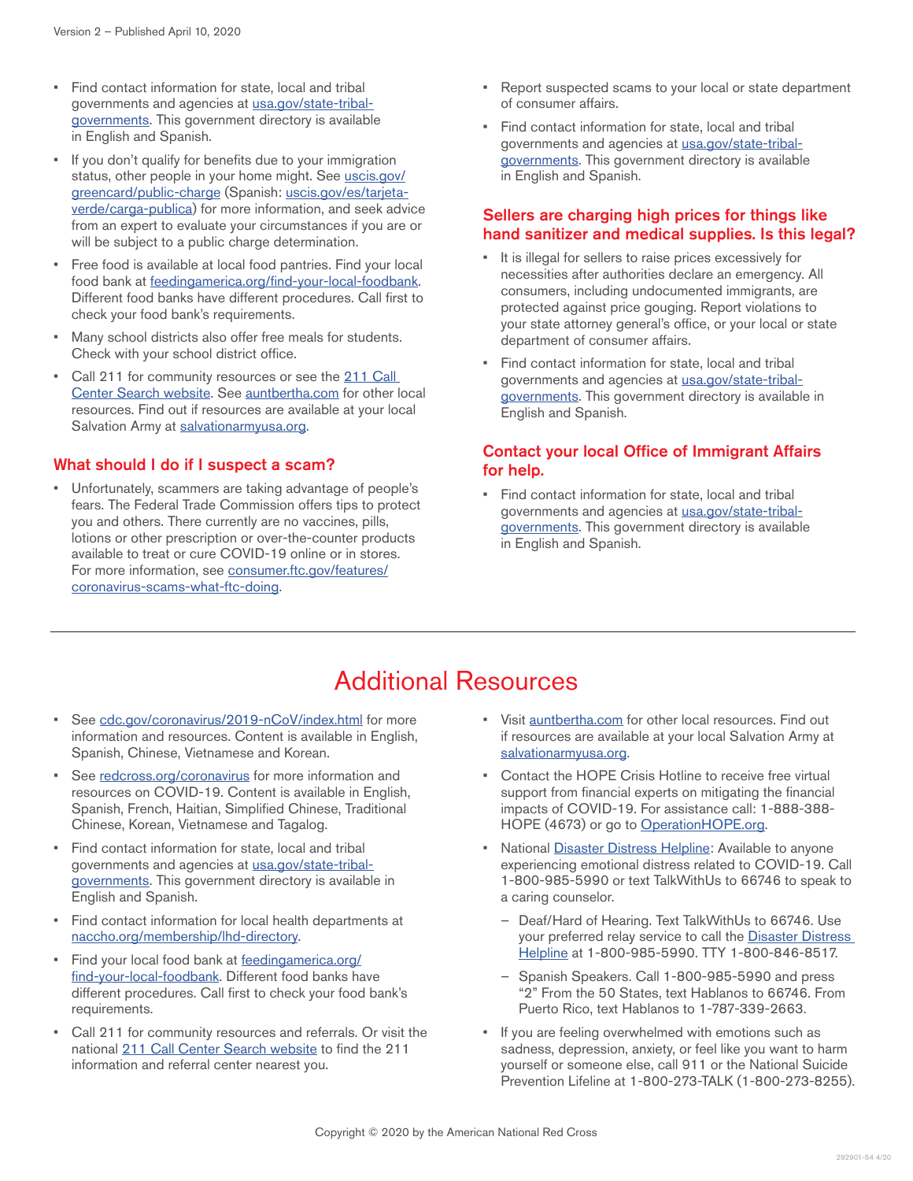- Find contact information for state, local and tribal governments and agencies at usa.gov/state-tribal-governments. This government directory is available in English and Spanish.
- If you don't qualify for benefits due to your immigration status, other people in your home might. See uscis.gov/greencard/public-charge (Spanish: uscis.gov/es/tarjeta-verde/carga-publica) for more information, and seek advice from an expert to evaluate your circumstances if you are or will be subject to a public charge determination.
- Free food is available at local food pantries. Find your local food bank at feedingamerica.org/find-your-local-foodbank. Different food banks have different procedures. Call first to check your food bank's requirements.
- Many school districts also offer free meals for students. Check with your school district office.
- Call 211 for community resources or see the 211 Call Center Search website. See auntbertha.com for other local resources. Find out if resources are available at your local Salvation Army at salvationarmyusa.org.

## What should I do if I suspect a scam?

- Unfortunately, scammers are taking advantage of people's fears. The Federal Trade Commission offers tips to protect you and others. There currently are no vaccines, pills, lotions or other prescription or over-the-counter products available to treat or cure COVID-19 online or in stores. For more information, see consumer.ftc.gov/features/coronavirus-scams-what-ftc-doing.
- Report suspected scams to your local or state department of consumer affairs.
- Find contact information for state, local and tribal governments and agencies at usa.gov/state-tribal-governments. This government directory is available in English and Spanish.

## Sellers are charging high prices for things like hand sanitizer and medical supplies. Is this legal?

- It is illegal for sellers to raise prices excessively for necessities after authorities declare an emergency. All consumers, including undocumented immigrants, are protected against price gouging. Report violations to your state attorney general's office, or your local or state department of consumer affairs.
- Find contact information for state, local and tribal governments and agencies at usa.gov/state-tribal-governments. This government directory is available in English and Spanish.

## Contact your local Office of Immigrant Affairs for help.

- Find contact information for state, local and tribal governments and agencies at usa.gov/state-tribal-governments. This government directory is available in English and Spanish.

# Additional Resources

- See cdc.gov/coronavirus/2019-nCoV/index.html for more information and resources. Content is available in English, Spanish, Chinese, Vietnamese and Korean.
- See redcross.org/coronavirus for more information and resources on COVID-19. Content is available in English, Spanish, French, Haitian, Simplified Chinese, Traditional Chinese, Korean, Vietnamese and Tagalog.
- Find contact information for state, local and tribal governments and agencies at usa.gov/state-tribal-governments. This government directory is available in English and Spanish.
- Find contact information for local health departments at naccho.org/membership/lhd-directory.
- Find your local food bank at feedingamerica.org/find-your-local-foodbank. Different food banks have different procedures. Call first to check your food bank's requirements.
- Call 211 for community resources and referrals. Or visit the national 211 Call Center Search website to find the 211 information and referral center nearest you.
- Visit auntbertha.com for other local resources. Find out if resources are available at your local Salvation Army at salvationarmyusa.org.
- Contact the HOPE Crisis Hotline to receive free virtual support from financial experts on mitigating the financial impacts of COVID-19. For assistance call: 1-888-388-HOPE (4673) or go to OperationHOPE.org.
- National Disaster Distress Helpline: Available to anyone experiencing emotional distress related to COVID-19. Call 1-800-985-5990 or text TalkWithUs to 66746 to speak to a caring counselor.
  - Deaf/Hard of Hearing. Text TalkWithUs to 66746. Use your preferred relay service to call the Disaster Distress Helpline at 1-800-985-5990. TTY 1-800-846-8517.
  - Spanish Speakers. Call 1-800-985-5990 and press "2" From the 50 States, text Hablanos to 66746. From Puerto Rico, text Hablanos to 1-787-339-2663.
- If you are feeling overwhelmed with emotions such as sadness, depression, anxiety, or feel like you want to harm yourself or someone else, call 911 or the National Suicide Prevention Lifeline at 1-800-273-TALK (1-800-273-8255).

Copyright © 2020 by the American National Red Cross